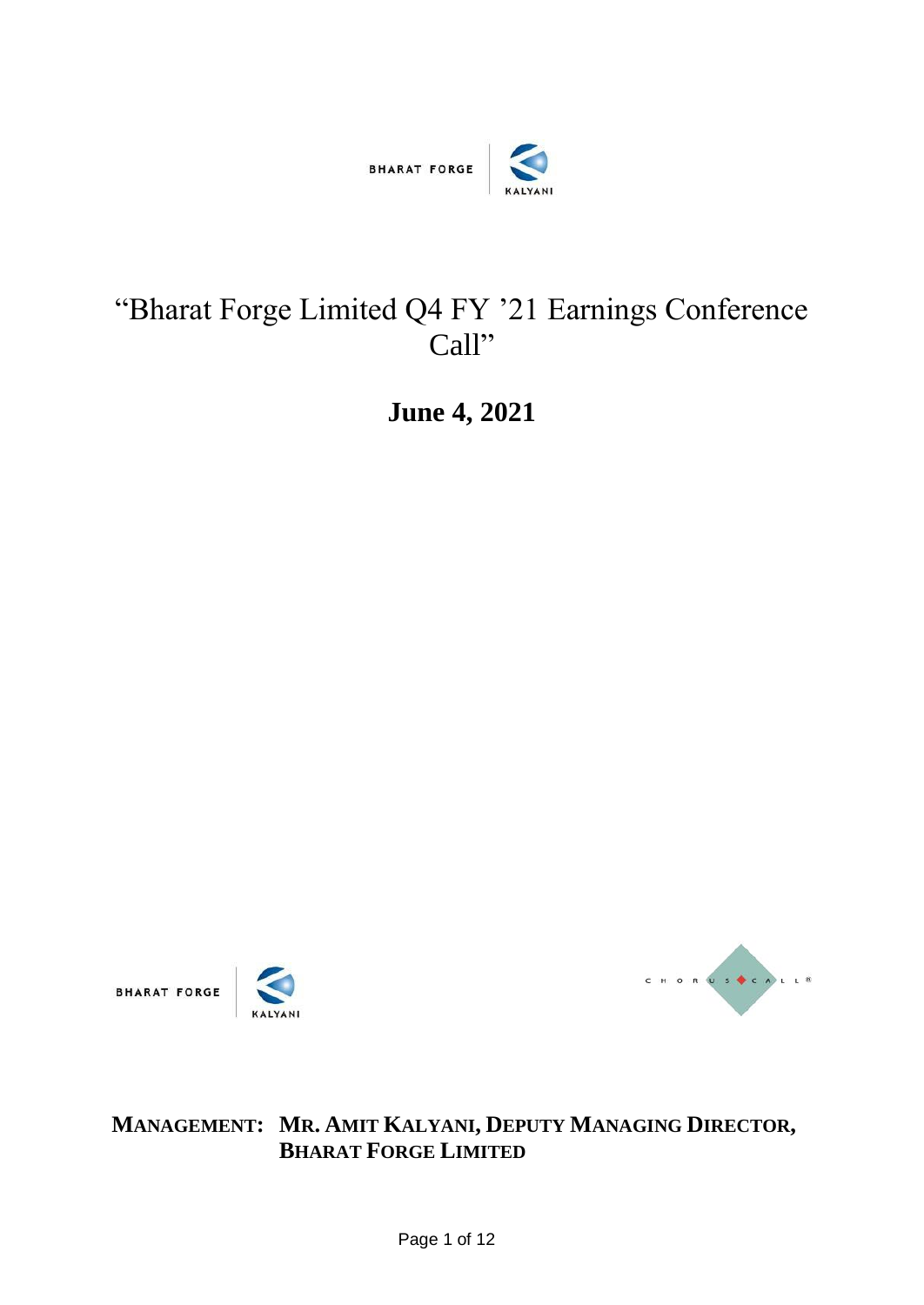BHARAT FORGE | KALYANI

# "Bharat Forge Limited Q4 FY '21 Earnings Conference Call"

## June 4, 2021

BHARAT FORGE | KALYANI

CHORUS CALL®

**MANAGEMENT: MR. AMIT KALYANI, DEPUTY MANAGING DIRECTOR, BHARAT FORGE LIMITED**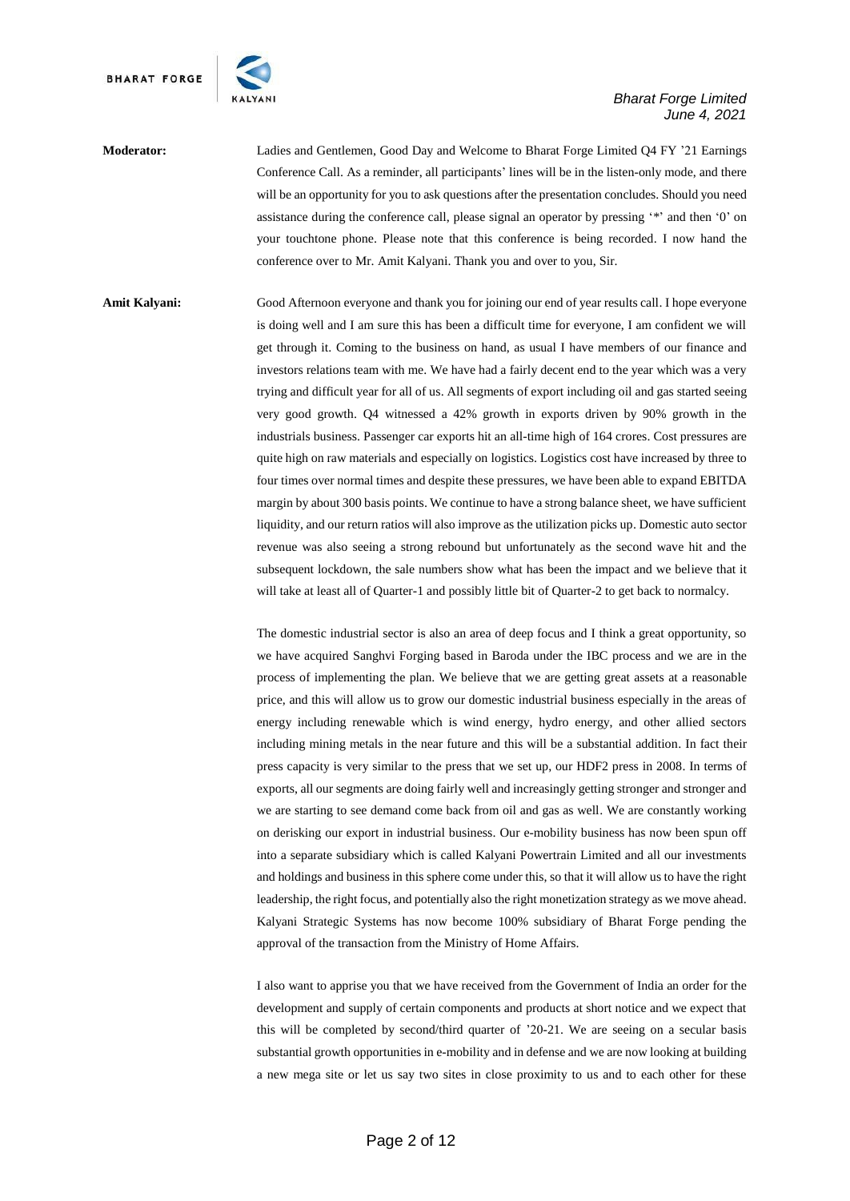**Moderator:** Ladies and Gentlemen, Good Day and Welcome to Bharat Forge Limited Q4 FY '21 Earnings Conference Call. As a reminder, all participants' lines will be in the listen-only mode, and there will be an opportunity for you to ask questions after the presentation concludes. Should you need assistance during the conference call, please signal an operator by pressing '*' and then '0' on your touchtone phone. Please note that this conference is being recorded. I now hand the conference over to Mr. Amit Kalyani. Thank you and over to you, Sir.

**Amit Kalyani:** Good Afternoon everyone and thank you for joining our end of year results call. I hope everyone is doing well and I am sure this has been a difficult time for everyone, I am confident we will get through it. Coming to the business on hand, as usual I have members of our finance and investors relations team with me. We have had a fairly decent end to the year which was a very trying and difficult year for all of us. All segments of export including oil and gas started seeing very good growth. Q4 witnessed a 42% growth in exports driven by 90% growth in the industrials business. Passenger car exports hit an all-time high of 164 crores. Cost pressures are quite high on raw materials and especially on logistics. Logistics cost have increased by three to four times over normal times and despite these pressures, we have been able to expand EBITDA margin by about 300 basis points. We continue to have a strong balance sheet, we have sufficient liquidity, and our return ratios will also improve as the utilization picks up. Domestic auto sector revenue was also seeing a strong rebound but unfortunately as the second wave hit and the subsequent lockdown, the sale numbers show what has been the impact and we believe that it will take at least all of Quarter-1 and possibly little bit of Quarter-2 to get back to normalcy.

The domestic industrial sector is also an area of deep focus and I think a great opportunity, so we have acquired Sanghvi Forging based in Baroda under the IBC process and we are in the process of implementing the plan. We believe that we are getting great assets at a reasonable price, and this will allow us to grow our domestic industrial business especially in the areas of energy including renewable which is wind energy, hydro energy, and other allied sectors including mining metals in the near future and this will be a substantial addition. In fact their press capacity is very similar to the press that we set up, our HDF2 press in 2008. In terms of exports, all our segments are doing fairly well and increasingly getting stronger and stronger and we are starting to see demand come back from oil and gas as well. We are constantly working on derisking our export in industrial business. Our e-mobility business has now been spun off into a separate subsidiary which is called Kalyani Powertrain Limited and all our investments and holdings and business in this sphere come under this, so that it will allow us to have the right leadership, the right focus, and potentially also the right monetization strategy as we move ahead. Kalyani Strategic Systems has now become 100% subsidiary of Bharat Forge pending the approval of the transaction from the Ministry of Home Affairs.

I also want to apprise you that we have received from the Government of India an order for the development and supply of certain components and products at short notice and we expect that this will be completed by second/third quarter of '20-21. We are seeing on a secular basis substantial growth opportunities in e-mobility and in defense and we are now looking at building a new mega site or let us say two sites in close proximity to us and to each other for these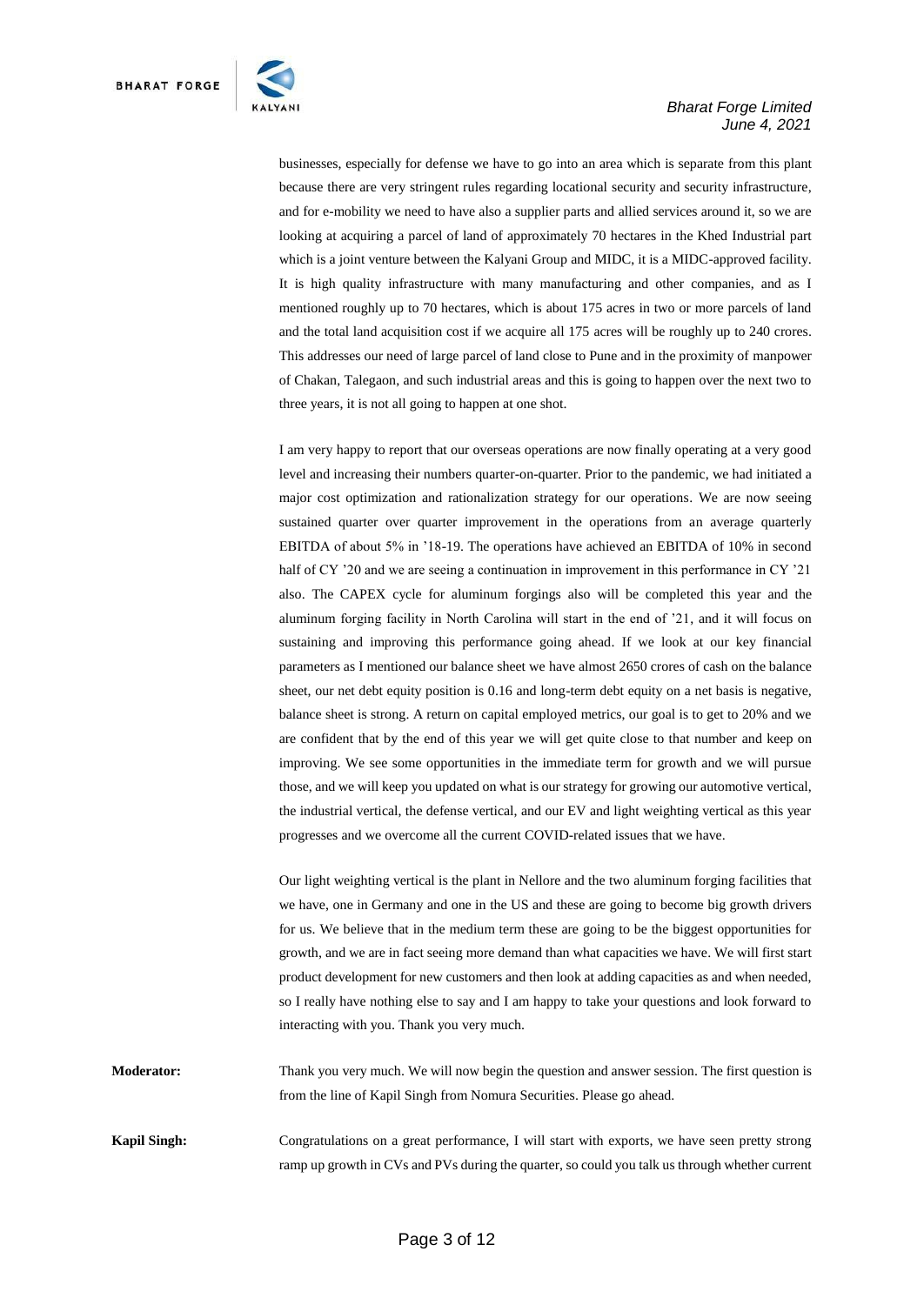businesses, especially for defense we have to go into an area which is separate from this plant because there are very stringent rules regarding locational security and security infrastructure, and for e-mobility we need to have also a supplier parts and allied services around it, so we are looking at acquiring a parcel of land of approximately 70 hectares in the Khed Industrial part which is a joint venture between the Kalyani Group and MIDC, it is a MIDC-approved facility. It is high quality infrastructure with many manufacturing and other companies, and as I mentioned roughly up to 70 hectares, which is about 175 acres in two or more parcels of land and the total land acquisition cost if we acquire all 175 acres will be roughly up to 240 crores. This addresses our need of large parcel of land close to Pune and in the proximity of manpower of Chakan, Talegaon, and such industrial areas and this is going to happen over the next two to three years, it is not all going to happen at one shot.

I am very happy to report that our overseas operations are now finally operating at a very good level and increasing their numbers quarter-on-quarter. Prior to the pandemic, we had initiated a major cost optimization and rationalization strategy for our operations. We are now seeing sustained quarter over quarter improvement in the operations from an average quarterly EBITDA of about 5% in '18-19. The operations have achieved an EBITDA of 10% in second half of CY '20 and we are seeing a continuation in improvement in this performance in CY '21 also. The CAPEX cycle for aluminum forgings also will be completed this year and the aluminum forging facility in North Carolina will start in the end of '21, and it will focus on sustaining and improving this performance going ahead. If we look at our key financial parameters as I mentioned our balance sheet we have almost 2650 crores of cash on the balance sheet, our net debt equity position is 0.16 and long-term debt equity on a net basis is negative, balance sheet is strong. A return on capital employed metrics, our goal is to get to 20% and we are confident that by the end of this year we will get quite close to that number and keep on improving. We see some opportunities in the immediate term for growth and we will pursue those, and we will keep you updated on what is our strategy for growing our automotive vertical, the industrial vertical, the defense vertical, and our EV and light weighting vertical as this year progresses and we overcome all the current COVID-related issues that we have.

Our light weighting vertical is the plant in Nellore and the two aluminum forging facilities that we have, one in Germany and one in the US and these are going to become big growth drivers for us. We believe that in the medium term these are going to be the biggest opportunities for growth, and we are in fact seeing more demand than what capacities we have. We will first start product development for new customers and then look at adding capacities as and when needed, so I really have nothing else to say and I am happy to take your questions and look forward to interacting with you. Thank you very much.

**Moderator:** Thank you very much. We will now begin the question and answer session. The first question is from the line of Kapil Singh from Nomura Securities. Please go ahead.

**Kapil Singh:** Congratulations on a great performance, I will start with exports, we have seen pretty strong ramp up growth in CVs and PVs during the quarter, so could you talk us through whether current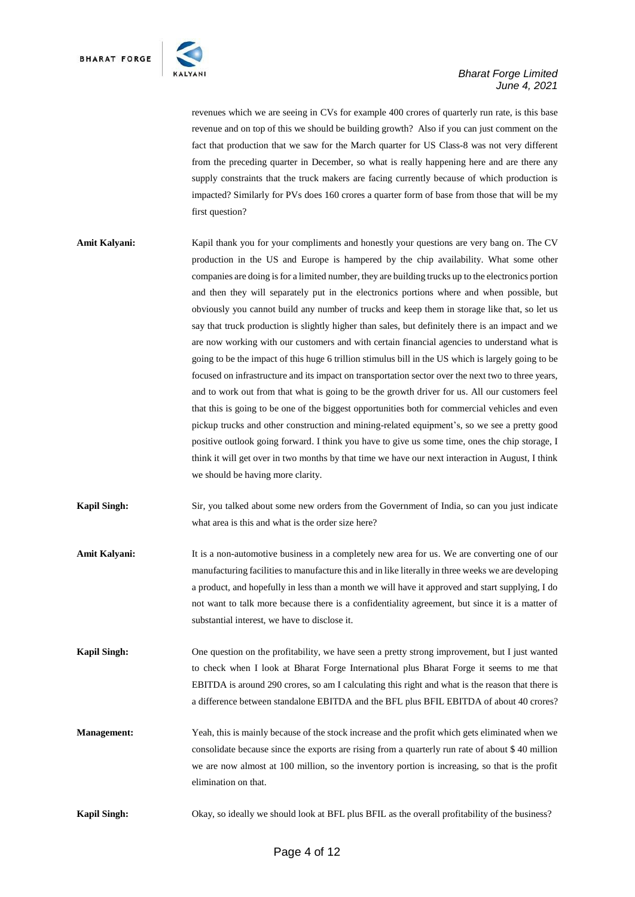revenues which we are seeing in CVs for example 400 crores of quarterly run rate, is this base revenue and on top of this we should be building growth? Also if you can just comment on the fact that production that we saw for the March quarter for US Class-8 was not very different from the preceding quarter in December, so what is really happening here and are there any supply constraints that the truck makers are facing currently because of which production is impacted? Similarly for PVs does 160 crores a quarter form of base from those that will be my first question?

**Amit Kalyani:** Kapil thank you for your compliments and honestly your questions are very bang on. The CV production in the US and Europe is hampered by the chip availability. What some other companies are doing is for a limited number, they are building trucks up to the electronics portion and then they will separately put in the electronics portions where and when possible, but obviously you cannot build any number of trucks and keep them in storage like that, so let us say that truck production is slightly higher than sales, but definitely there is an impact and we are now working with our customers and with certain financial agencies to understand what is going to be the impact of this huge 6 trillion stimulus bill in the US which is largely going to be focused on infrastructure and its impact on transportation sector over the next two to three years, and to work out from that what is going to be the growth driver for us. All our customers feel that this is going to be one of the biggest opportunities both for commercial vehicles and even pickup trucks and other construction and mining-related equipment's, so we see a pretty good positive outlook going forward. I think you have to give us some time, ones the chip storage, I think it will get over in two months by that time we have our next interaction in August, I think we should be having more clarity.

**Kapil Singh:** Sir, you talked about some new orders from the Government of India, so can you just indicate what area is this and what is the order size here?

**Amit Kalyani:** It is a non-automotive business in a completely new area for us. We are converting one of our manufacturing facilities to manufacture this and in like literally in three weeks we are developing a product, and hopefully in less than a month we will have it approved and start supplying, I do not want to talk more because there is a confidentiality agreement, but since it is a matter of substantial interest, we have to disclose it.

**Kapil Singh:** One question on the profitability, we have seen a pretty strong improvement, but I just wanted to check when I look at Bharat Forge International plus Bharat Forge it seems to me that EBITDA is around 290 crores, so am I calculating this right and what is the reason that there is a difference between standalone EBITDA and the BFL plus BFIL EBITDA of about 40 crores?

**Management:** Yeah, this is mainly because of the stock increase and the profit which gets eliminated when we consolidate because since the exports are rising from a quarterly run rate of about $ 40 million we are now almost at 100 million, so the inventory portion is increasing, so that is the profit elimination on that.

**Kapil Singh:** Okay, so ideally we should look at BFL plus BFIL as the overall profitability of the business?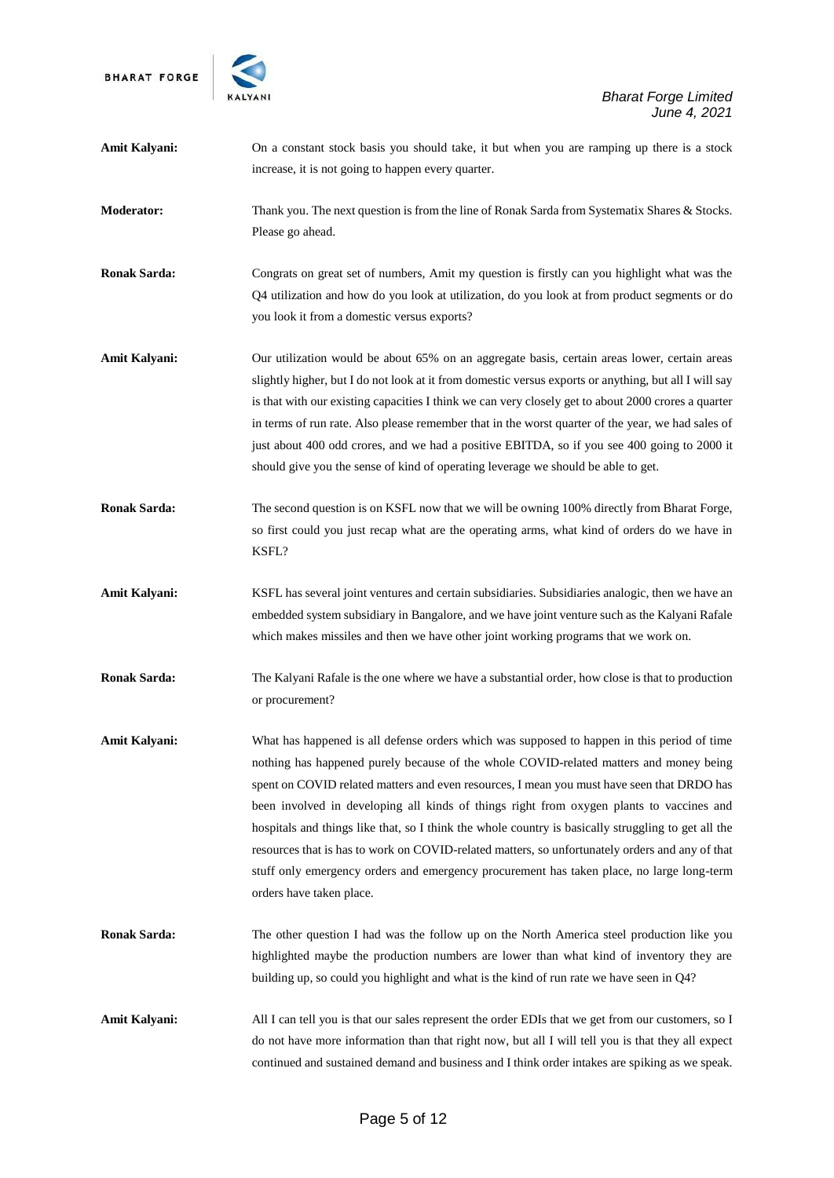**Amit Kalyani:** On a constant stock basis you should take, it but when you are ramping up there is a stock increase, it is not going to happen every quarter.

**Moderator:** Thank you. The next question is from the line of Ronak Sarda from Systematix Shares & Stocks. Please go ahead.

**Ronak Sarda:** Congrats on great set of numbers, Amit my question is firstly can you highlight what was the Q4 utilization and how do you look at utilization, do you look at from product segments or do you look it from a domestic versus exports?

**Amit Kalyani:** Our utilization would be about 65% on an aggregate basis, certain areas lower, certain areas slightly higher, but I do not look at it from domestic versus exports or anything, but all I will say is that with our existing capacities I think we can very closely get to about 2000 crores a quarter in terms of run rate. Also please remember that in the worst quarter of the year, we had sales of just about 400 odd crores, and we had a positive EBITDA, so if you see 400 going to 2000 it should give you the sense of kind of operating leverage we should be able to get.

**Ronak Sarda:** The second question is on KSFL now that we will be owning 100% directly from Bharat Forge, so first could you just recap what are the operating arms, what kind of orders do we have in KSFL?

**Amit Kalyani:** KSFL has several joint ventures and certain subsidiaries. Subsidiaries analogic, then we have an embedded system subsidiary in Bangalore, and we have joint venture such as the Kalyani Rafale which makes missiles and then we have other joint working programs that we work on.

**Ronak Sarda:** The Kalyani Rafale is the one where we have a substantial order, how close is that to production or procurement?

**Amit Kalyani:** What has happened is all defense orders which was supposed to happen in this period of time nothing has happened purely because of the whole COVID-related matters and money being spent on COVID related matters and even resources, I mean you must have seen that DRDO has been involved in developing all kinds of things right from oxygen plants to vaccines and hospitals and things like that, so I think the whole country is basically struggling to get all the resources that is has to work on COVID-related matters, so unfortunately orders and any of that stuff only emergency orders and emergency procurement has taken place, no large long-term orders have taken place.

**Ronak Sarda:** The other question I had was the follow up on the North America steel production like you highlighted maybe the production numbers are lower than what kind of inventory they are building up, so could you highlight and what is the kind of run rate we have seen in Q4?

**Amit Kalyani:** All I can tell you is that our sales represent the order EDIs that we get from our customers, so I do not have more information than that right now, but all I will tell you is that they all expect continued and sustained demand and business and I think order intakes are spiking as we speak.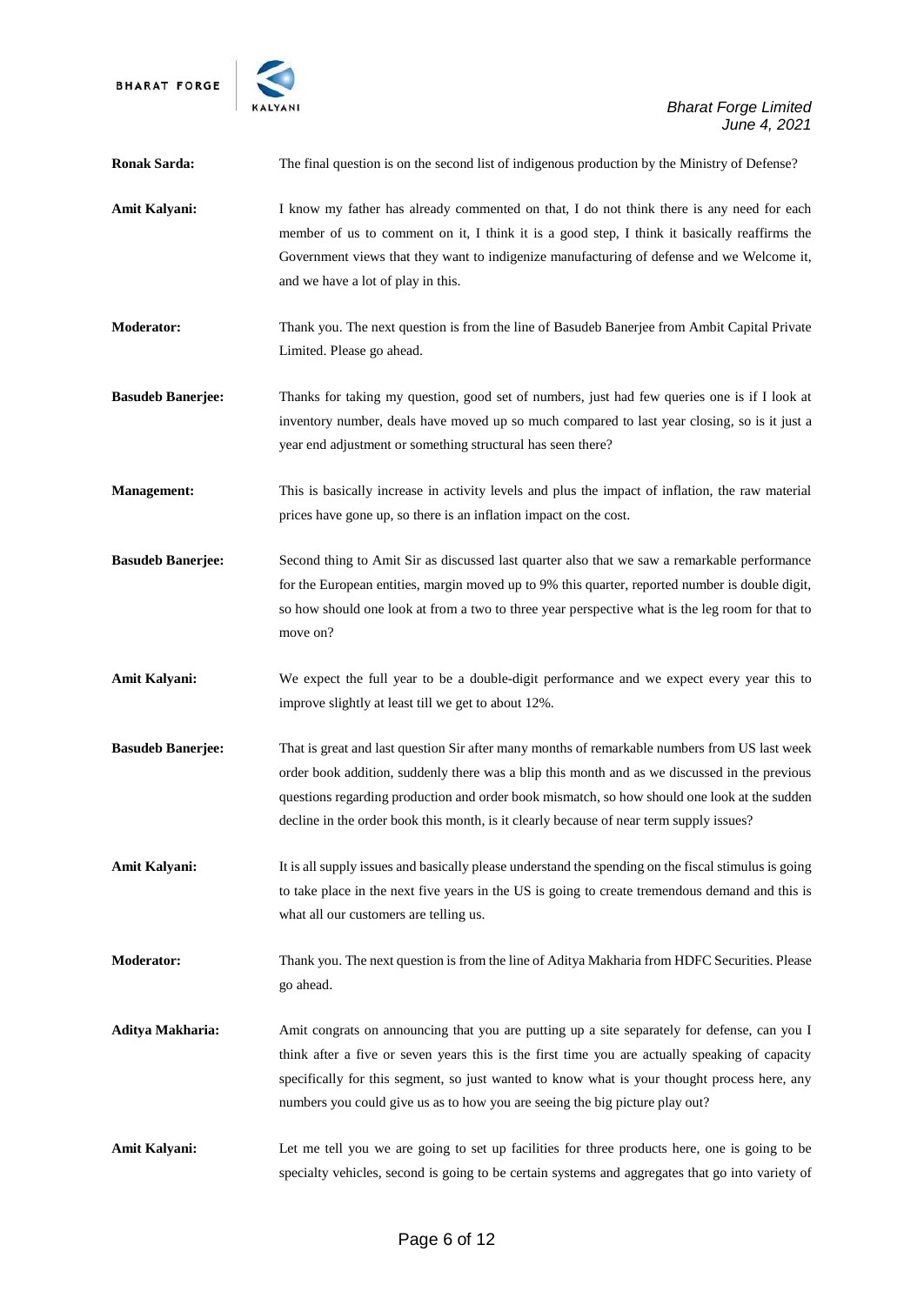**Ronak Sarda:** The final question is on the second list of indigenous production by the Ministry of Defense?

**Amit Kalyani:** I know my father has already commented on that, I do not think there is any need for each member of us to comment on it, I think it is a good step, I think it basically reaffirms the Government views that they want to indigenize manufacturing of defense and we Welcome it, and we have a lot of play in this.

**Moderator:** Thank you. The next question is from the line of Basudeb Banerjee from Ambit Capital Private Limited. Please go ahead.

**Basudeb Banerjee:** Thanks for taking my question, good set of numbers, just had few queries one is if I look at inventory number, deals have moved up so much compared to last year closing, so is it just a year end adjustment or something structural has seen there?

**Management:** This is basically increase in activity levels and plus the impact of inflation, the raw material prices have gone up, so there is an inflation impact on the cost.

**Basudeb Banerjee:** Second thing to Amit Sir as discussed last quarter also that we saw a remarkable performance for the European entities, margin moved up to 9% this quarter, reported number is double digit, so how should one look at from a two to three year perspective what is the leg room for that to move on?

**Amit Kalyani:** We expect the full year to be a double-digit performance and we expect every year this to improve slightly at least till we get to about 12%.

**Basudeb Banerjee:** That is great and last question Sir after many months of remarkable numbers from US last week order book addition, suddenly there was a blip this month and as we discussed in the previous questions regarding production and order book mismatch, so how should one look at the sudden decline in the order book this month, is it clearly because of near term supply issues?

**Amit Kalyani:** It is all supply issues and basically please understand the spending on the fiscal stimulus is going to take place in the next five years in the US is going to create tremendous demand and this is what all our customers are telling us.

**Moderator:** Thank you. The next question is from the line of Aditya Makharia from HDFC Securities. Please go ahead.

**Aditya Makharia:** Amit congrats on announcing that you are putting up a site separately for defense, can you I think after a five or seven years this is the first time you are actually speaking of capacity specifically for this segment, so just wanted to know what is your thought process here, any numbers you could give us as to how you are seeing the big picture play out?

**Amit Kalyani:** Let me tell you we are going to set up facilities for three products here, one is going to be specialty vehicles, second is going to be certain systems and aggregates that go into variety of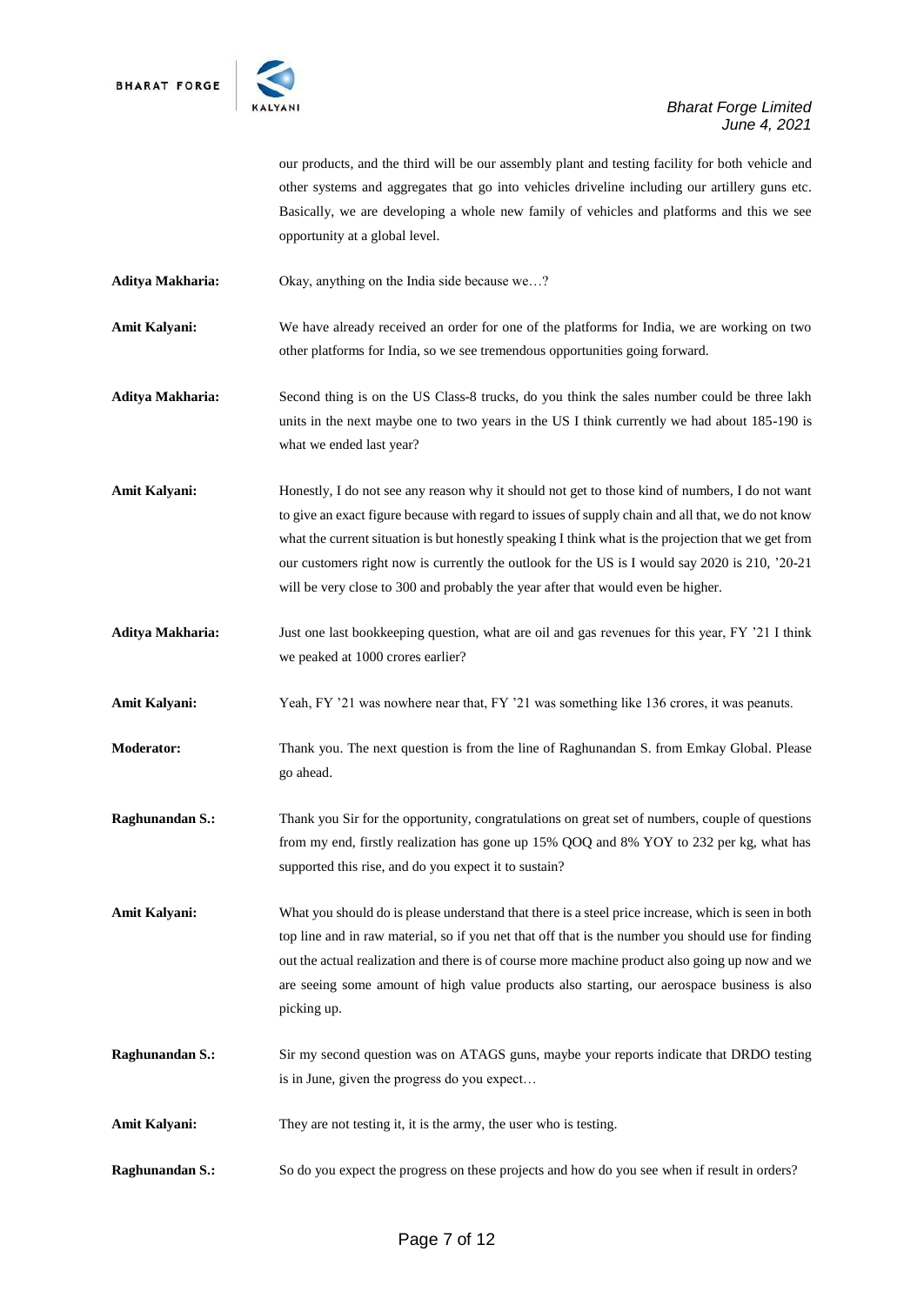our products, and the third will be our assembly plant and testing facility for both vehicle and other systems and aggregates that go into vehicles driveline including our artillery guns etc. Basically, we are developing a whole new family of vehicles and platforms and this we see opportunity at a global level.

**Aditya Makharia:** Okay, anything on the India side because we…?

**Amit Kalyani:** We have already received an order for one of the platforms for India, we are working on two other platforms for India, so we see tremendous opportunities going forward.

**Aditya Makharia:** Second thing is on the US Class-8 trucks, do you think the sales number could be three lakh units in the next maybe one to two years in the US I think currently we had about 185-190 is what we ended last year?

**Amit Kalyani:** Honestly, I do not see any reason why it should not get to those kind of numbers, I do not want to give an exact figure because with regard to issues of supply chain and all that, we do not know what the current situation is but honestly speaking I think what is the projection that we get from our customers right now is currently the outlook for the US is I would say 2020 is 210, '20-21 will be very close to 300 and probably the year after that would even be higher.

**Aditya Makharia:** Just one last bookkeeping question, what are oil and gas revenues for this year, FY '21 I think we peaked at 1000 crores earlier?

**Amit Kalyani:** Yeah, FY '21 was nowhere near that, FY '21 was something like 136 crores, it was peanuts.

**Moderator:** Thank you. The next question is from the line of Raghunandan S. from Emkay Global. Please go ahead.

**Raghunandan S.:** Thank you Sir for the opportunity, congratulations on great set of numbers, couple of questions from my end, firstly realization has gone up 15% QOQ and 8% YOY to 232 per kg, what has supported this rise, and do you expect it to sustain?

**Amit Kalyani:** What you should do is please understand that there is a steel price increase, which is seen in both top line and in raw material, so if you net that off that is the number you should use for finding out the actual realization and there is of course more machine product also going up now and we are seeing some amount of high value products also starting, our aerospace business is also picking up.

**Raghunandan S.:** Sir my second question was on ATAGS guns, maybe your reports indicate that DRDO testing is in June, given the progress do you expect…

**Amit Kalyani:** They are not testing it, it is the army, the user who is testing.

**Raghunandan S.:** So do you expect the progress on these projects and how do you see when if result in orders?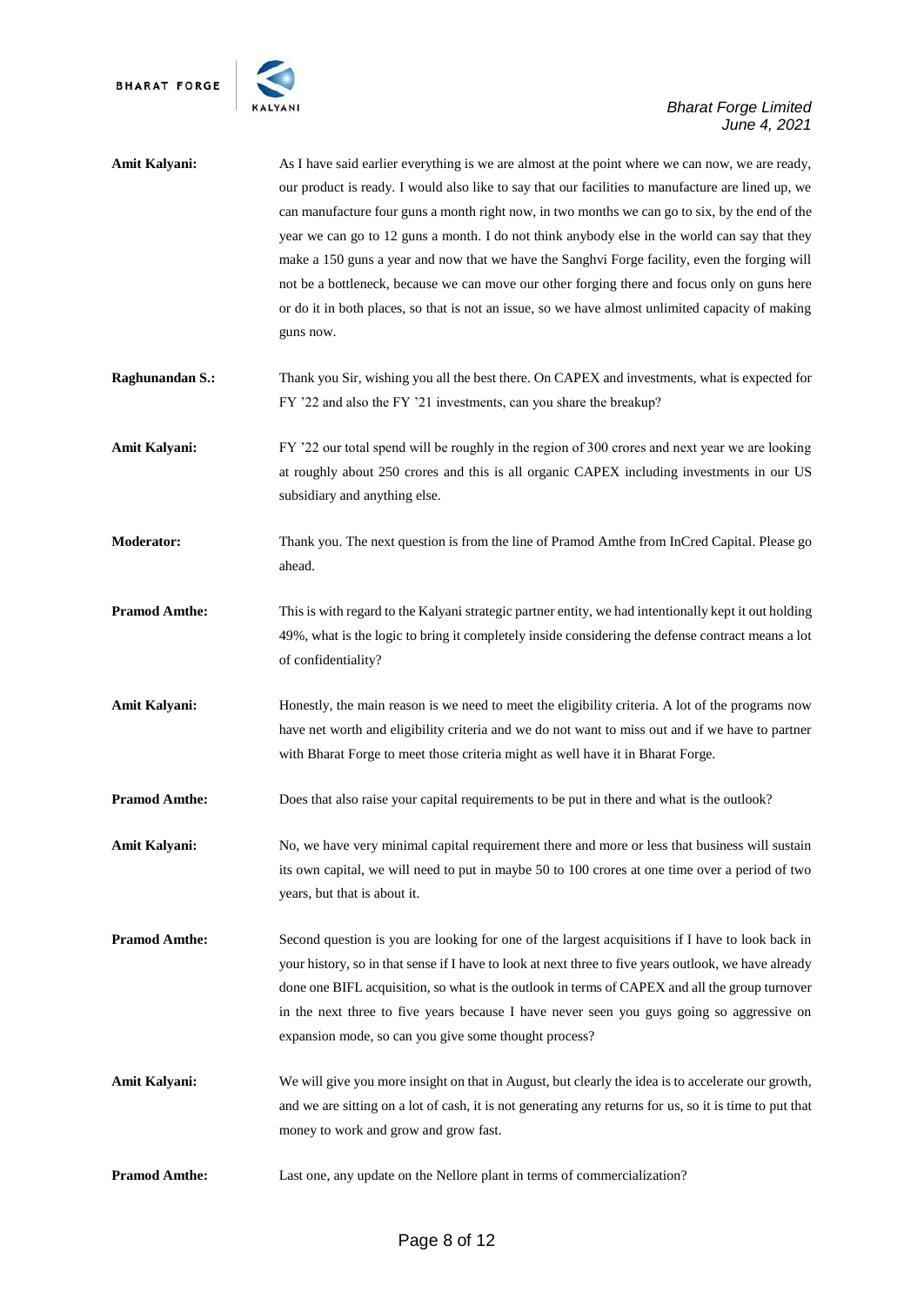**Amit Kalyani:** As I have said earlier everything is we are almost at the point where we can now, we are ready, our product is ready. I would also like to say that our facilities to manufacture are lined up, we can manufacture four guns a month right now, in two months we can go to six, by the end of the year we can go to 12 guns a month. I do not think anybody else in the world can say that they make a 150 guns a year and now that we have the Sanghvi Forge facility, even the forging will not be a bottleneck, because we can move our other forging there and focus only on guns here or do it in both places, so that is not an issue, so we have almost unlimited capacity of making guns now.

**Raghunandan S.:** Thank you Sir, wishing you all the best there. On CAPEX and investments, what is expected for FY '22 and also the FY '21 investments, can you share the breakup?

**Amit Kalyani:** FY '22 our total spend will be roughly in the region of 300 crores and next year we are looking at roughly about 250 crores and this is all organic CAPEX including investments in our US subsidiary and anything else.

**Moderator:** Thank you. The next question is from the line of Pramod Amthe from InCred Capital. Please go ahead.

**Pramod Amthe:** This is with regard to the Kalyani strategic partner entity, we had intentionally kept it out holding 49%, what is the logic to bring it completely inside considering the defense contract means a lot of confidentiality?

**Amit Kalyani:** Honestly, the main reason is we need to meet the eligibility criteria. A lot of the programs now have net worth and eligibility criteria and we do not want to miss out and if we have to partner with Bharat Forge to meet those criteria might as well have it in Bharat Forge.

**Pramod Amthe:** Does that also raise your capital requirements to be put in there and what is the outlook?

**Amit Kalyani:** No, we have very minimal capital requirement there and more or less that business will sustain its own capital, we will need to put in maybe 50 to 100 crores at one time over a period of two years, but that is about it.

**Pramod Amthe:** Second question is you are looking for one of the largest acquisitions if I have to look back in your history, so in that sense if I have to look at next three to five years outlook, we have already done one BIFL acquisition, so what is the outlook in terms of CAPEX and all the group turnover in the next three to five years because I have never seen you guys going so aggressive on expansion mode, so can you give some thought process?

**Amit Kalyani:** We will give you more insight on that in August, but clearly the idea is to accelerate our growth, and we are sitting on a lot of cash, it is not generating any returns for us, so it is time to put that money to work and grow and grow fast.

**Pramod Amthe:** Last one, any update on the Nellore plant in terms of commercialization?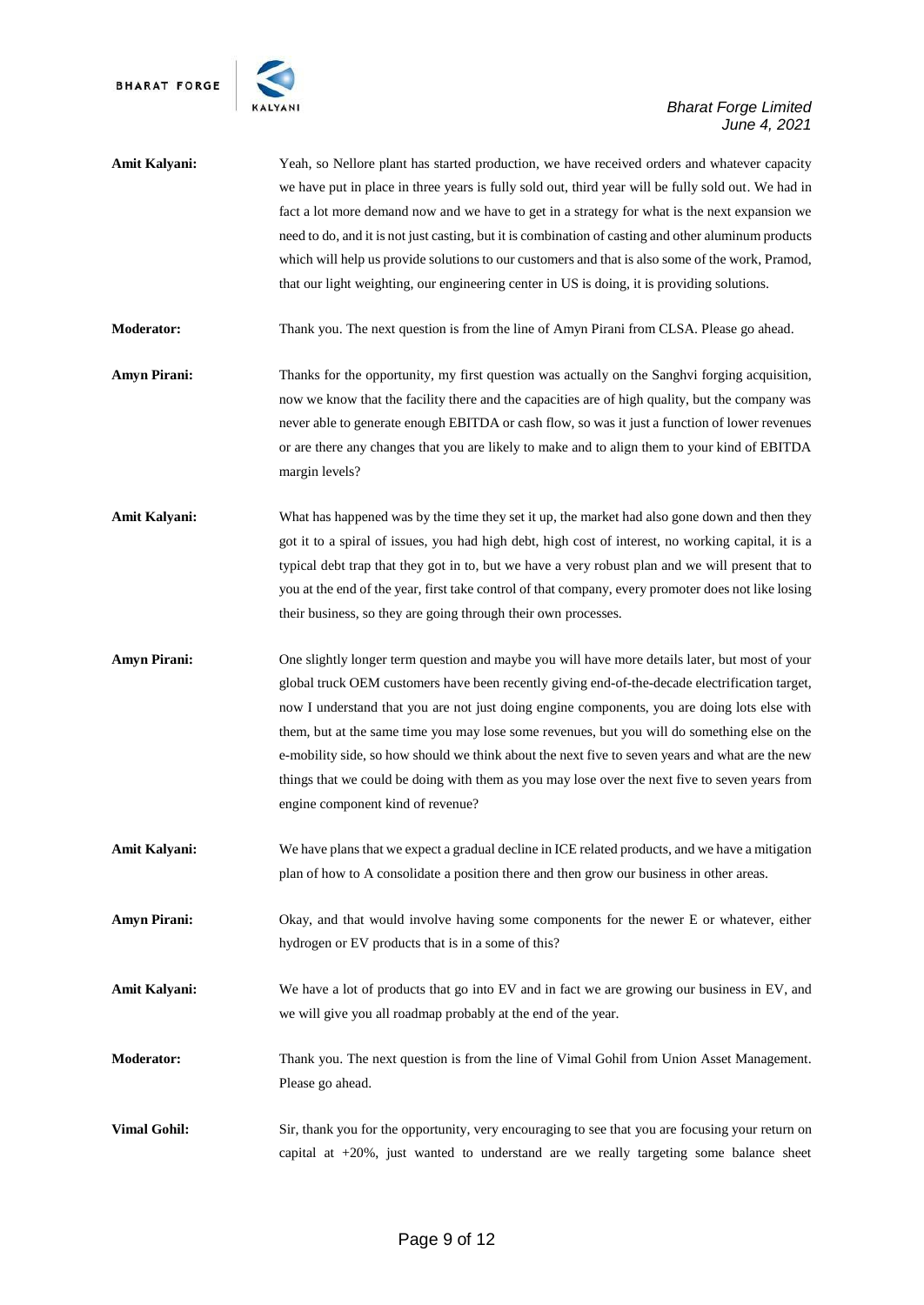**Amit Kalyani:** Yeah, so Nellore plant has started production, we have received orders and whatever capacity we have put in place in three years is fully sold out, third year will be fully sold out. We had in fact a lot more demand now and we have to get in a strategy for what is the next expansion we need to do, and it is not just casting, but it is combination of casting and other aluminum products which will help us provide solutions to our customers and that is also some of the work, Pramod, that our light weighting, our engineering center in US is doing, it is providing solutions.

**Moderator:** Thank you. The next question is from the line of Amyn Pirani from CLSA. Please go ahead.

**Amyn Pirani:** Thanks for the opportunity, my first question was actually on the Sanghvi forging acquisition, now we know that the facility there and the capacities are of high quality, but the company was never able to generate enough EBITDA or cash flow, so was it just a function of lower revenues or are there any changes that you are likely to make and to align them to your kind of EBITDA margin levels?

**Amit Kalyani:** What has happened was by the time they set it up, the market had also gone down and then they got it to a spiral of issues, you had high debt, high cost of interest, no working capital, it is a typical debt trap that they got in to, but we have a very robust plan and we will present that to you at the end of the year, first take control of that company, every promoter does not like losing their business, so they are going through their own processes.

**Amyn Pirani:** One slightly longer term question and maybe you will have more details later, but most of your global truck OEM customers have been recently giving end-of-the-decade electrification target, now I understand that you are not just doing engine components, you are doing lots else with them, but at the same time you may lose some revenues, but you will do something else on the e-mobility side, so how should we think about the next five to seven years and what are the new things that we could be doing with them as you may lose over the next five to seven years from engine component kind of revenue?

**Amit Kalyani:** We have plans that we expect a gradual decline in ICE related products, and we have a mitigation plan of how to A consolidate a position there and then grow our business in other areas.

**Amyn Pirani:** Okay, and that would involve having some components for the newer E or whatever, either hydrogen or EV products that is in a some of this?

**Amit Kalyani:** We have a lot of products that go into EV and in fact we are growing our business in EV, and we will give you all roadmap probably at the end of the year.

**Moderator:** Thank you. The next question is from the line of Vimal Gohil from Union Asset Management. Please go ahead.

**Vimal Gohil:** Sir, thank you for the opportunity, very encouraging to see that you are focusing your return on capital at +20%, just wanted to understand are we really targeting some balance sheet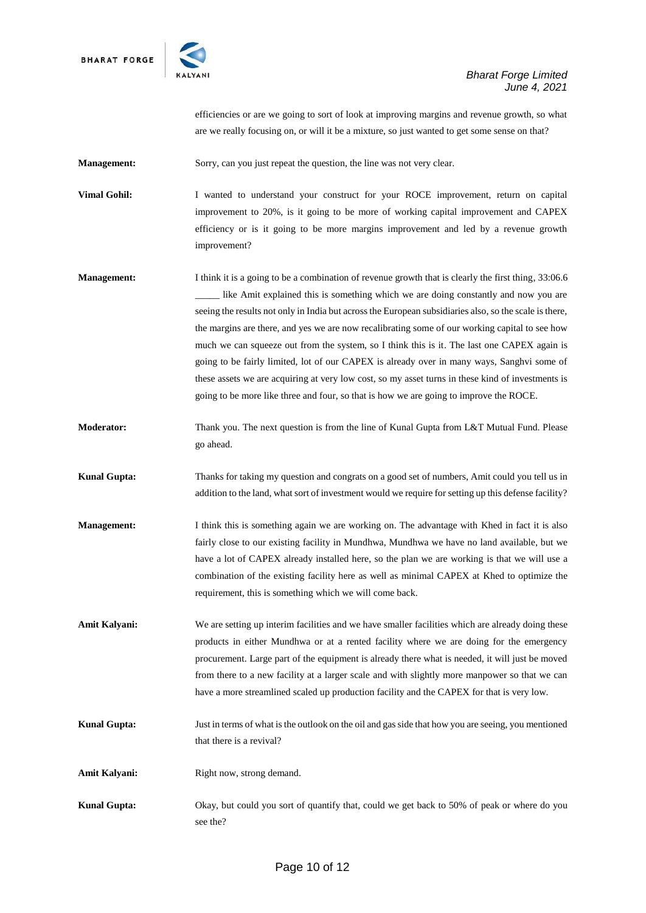efficiencies or are we going to sort of look at improving margins and revenue growth, so what are we really focusing on, or will it be a mixture, so just wanted to get some sense on that?

**Management:** Sorry, can you just repeat the question, the line was not very clear.

**Vimal Gohil:** I wanted to understand your construct for your ROCE improvement, return on capital improvement to 20%, is it going to be more of working capital improvement and CAPEX efficiency or is it going to be more margins improvement and led by a revenue growth improvement?

**Management:** I think it is a going to be a combination of revenue growth that is clearly the first thing, 33:06.6 _____ like Amit explained this is something which we are doing constantly and now you are seeing the results not only in India but across the European subsidiaries also, so the scale is there, the margins are there, and yes we are now recalibrating some of our working capital to see how much we can squeeze out from the system, so I think this is it. The last one CAPEX again is going to be fairly limited, lot of our CAPEX is already over in many ways, Sanghvi some of these assets we are acquiring at very low cost, so my asset turns in these kind of investments is going to be more like three and four, so that is how we are going to improve the ROCE.

**Moderator:** Thank you. The next question is from the line of Kunal Gupta from L&T Mutual Fund. Please go ahead.

**Kunal Gupta:** Thanks for taking my question and congrats on a good set of numbers, Amit could you tell us in addition to the land, what sort of investment would we require for setting up this defense facility?

**Management:** I think this is something again we are working on. The advantage with Khed in fact it is also fairly close to our existing facility in Mundhwa, Mundhwa we have no land available, but we have a lot of CAPEX already installed here, so the plan we are working is that we will use a combination of the existing facility here as well as minimal CAPEX at Khed to optimize the requirement, this is something which we will come back.

**Amit Kalyani:** We are setting up interim facilities and we have smaller facilities which are already doing these products in either Mundhwa or at a rented facility where we are doing for the emergency procurement. Large part of the equipment is already there what is needed, it will just be moved from there to a new facility at a larger scale and with slightly more manpower so that we can have a more streamlined scaled up production facility and the CAPEX for that is very low.

**Kunal Gupta:** Just in terms of what is the outlook on the oil and gas side that how you are seeing, you mentioned that there is a revival?

**Amit Kalyani:** Right now, strong demand.

**Kunal Gupta:** Okay, but could you sort of quantify that, could we get back to 50% of peak or where do you see the?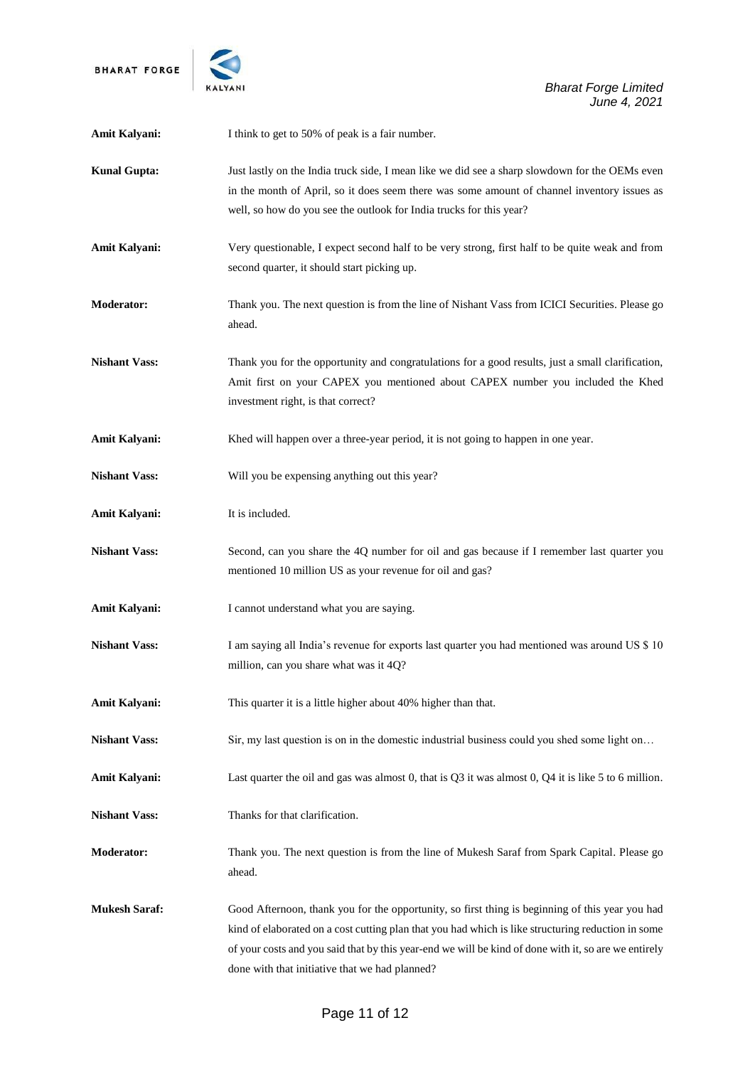**Amit Kalyani:** I think to get to 50% of peak is a fair number.

**Kunal Gupta:** Just lastly on the India truck side, I mean like we did see a sharp slowdown for the OEMs even in the month of April, so it does seem there was some amount of channel inventory issues as well, so how do you see the outlook for India trucks for this year?

**Amit Kalyani:** Very questionable, I expect second half to be very strong, first half to be quite weak and from second quarter, it should start picking up.

**Moderator:** Thank you. The next question is from the line of Nishant Vass from ICICI Securities. Please go ahead.

**Nishant Vass:** Thank you for the opportunity and congratulations for a good results, just a small clarification, Amit first on your CAPEX you mentioned about CAPEX number you included the Khed investment right, is that correct?

**Amit Kalyani:** Khed will happen over a three-year period, it is not going to happen in one year.

**Nishant Vass:** Will you be expensing anything out this year?

**Amit Kalyani:** It is included.

**Nishant Vass:** Second, can you share the 4Q number for oil and gas because if I remember last quarter you mentioned 10 million US as your revenue for oil and gas?

**Amit Kalyani:** I cannot understand what you are saying.

**Nishant Vass:** I am saying all India's revenue for exports last quarter you had mentioned was around US $ 10 million, can you share what was it 4Q?

**Amit Kalyani:** This quarter it is a little higher about 40% higher than that.

**Nishant Vass:** Sir, my last question is on in the domestic industrial business could you shed some light on…

**Amit Kalyani:** Last quarter the oil and gas was almost 0, that is Q3 it was almost 0, Q4 it is like 5 to 6 million.

**Nishant Vass:** Thanks for that clarification.

**Moderator:** Thank you. The next question is from the line of Mukesh Saraf from Spark Capital. Please go ahead.

**Mukesh Saraf:** Good Afternoon, thank you for the opportunity, so first thing is beginning of this year you had kind of elaborated on a cost cutting plan that you had which is like structuring reduction in some of your costs and you said that by this year-end we will be kind of done with it, so are we entirely done with that initiative that we had planned?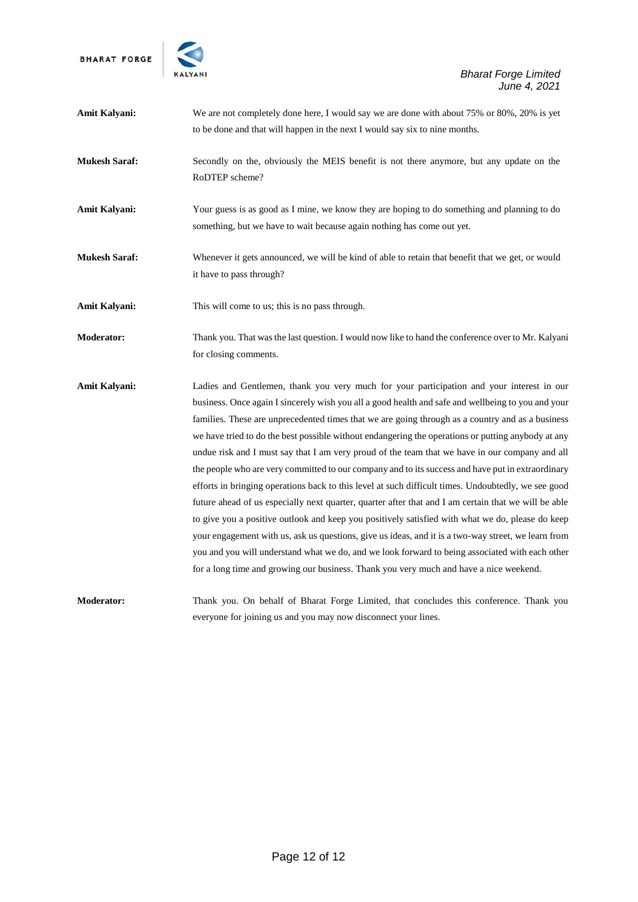**Amit Kalyani:** We are not completely done here, I would say we are done with about 75% or 80%, 20% is yet to be done and that will happen in the next I would say six to nine months.

**Mukesh Saraf:** Secondly on the, obviously the MEIS benefit is not there anymore, but any update on the RoDTEP scheme?

**Amit Kalyani:** Your guess is as good as I mine, we know they are hoping to do something and planning to do something, but we have to wait because again nothing has come out yet.

**Mukesh Saraf:** Whenever it gets announced, we will be kind of able to retain that benefit that we get, or would it have to pass through?

**Amit Kalyani:** This will come to us; this is no pass through.

**Moderator:** Thank you. That was the last question. I would now like to hand the conference over to Mr. Kalyani for closing comments.

**Amit Kalyani:** Ladies and Gentlemen, thank you very much for your participation and your interest in our business. Once again I sincerely wish you all a good health and safe and wellbeing to you and your families. These are unprecedented times that we are going through as a country and as a business we have tried to do the best possible without endangering the operations or putting anybody at any undue risk and I must say that I am very proud of the team that we have in our company and all the people who are very committed to our company and to its success and have put in extraordinary efforts in bringing operations back to this level at such difficult times. Undoubtedly, we see good future ahead of us especially next quarter, quarter after that and I am certain that we will be able to give you a positive outlook and keep you positively satisfied with what we do, please do keep your engagement with us, ask us questions, give us ideas, and it is a two-way street, we learn from you and you will understand what we do, and we look forward to being associated with each other for a long time and growing our business. Thank you very much and have a nice weekend.

**Moderator:** Thank you. On behalf of Bharat Forge Limited, that concludes this conference. Thank you everyone for joining us and you may now disconnect your lines.